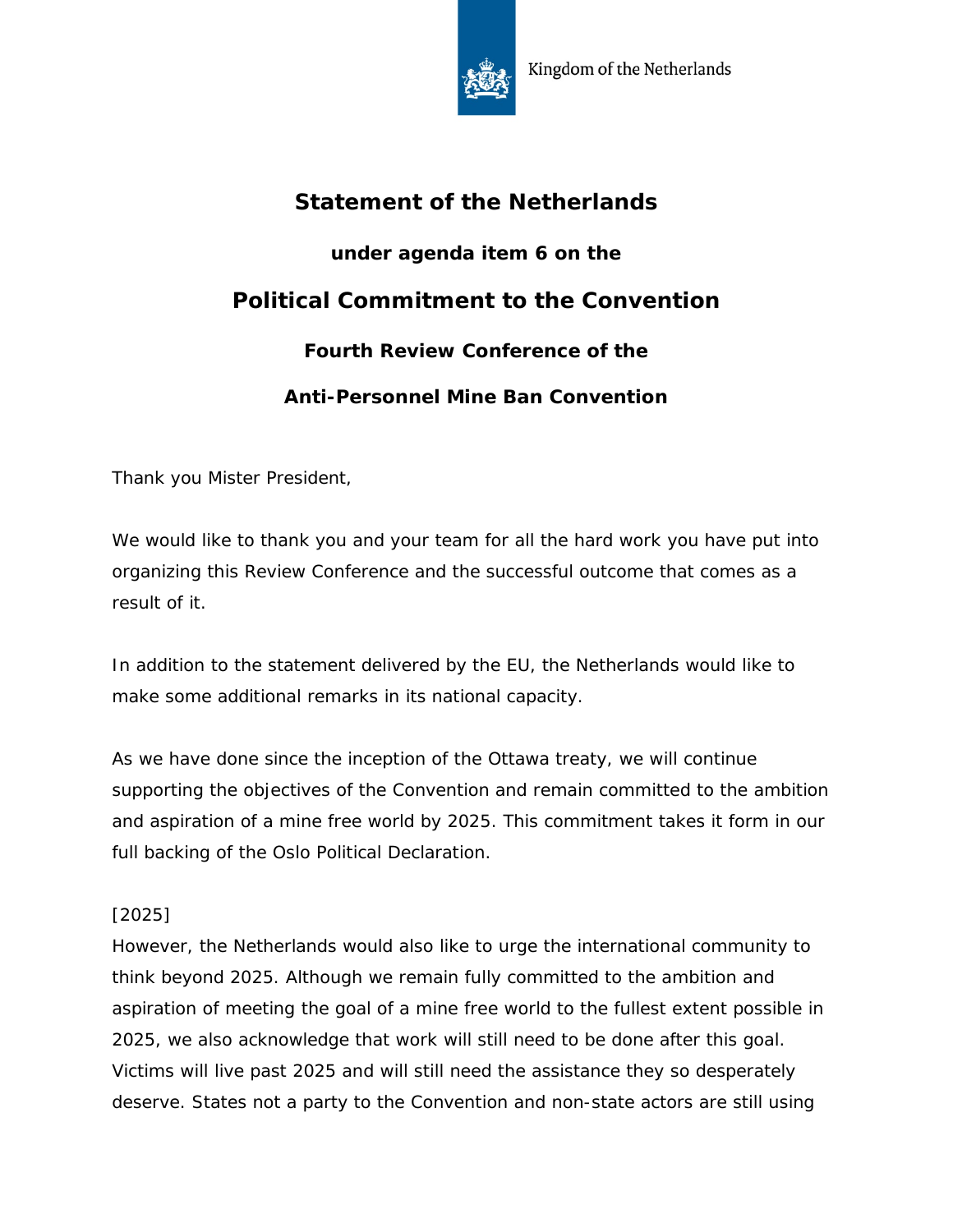Kingdom of the Netherlands

# Statement of the Netherlands

### under agenda item 6 on the

## Political Commitment to the Convention

### Fourth Review Conference of the

### Anti-Personnel Mine Ban Convention

Thank you Mister President,

We would like to thank you and your team for all the hard work you have put into organizing this Review Conference and the successful outcome that comes as a result of it.

In addition to the statement delivered by the EU, the Netherlands would like to make some additional remarks in its national capacity.

As we have done since the inception of the Ottawa treaty, we will continue supporting the objectives of the Convention and remain committed to the ambition and aspiration of a mine free world by 2025. This commitment takes it form in our full backing of the Oslo Political Declaration.

[2025]
However, the Netherlands would also like to urge the international community to think beyond 2025. Although we remain fully committed to the ambition and aspiration of meeting the goal of a mine free world to the fullest extent possible in 2025, we also acknowledge that work will still need to be done after this goal. Victims will live past 2025 and will still need the assistance they so desperately deserve. States not a party to the Convention and non-state actors are still using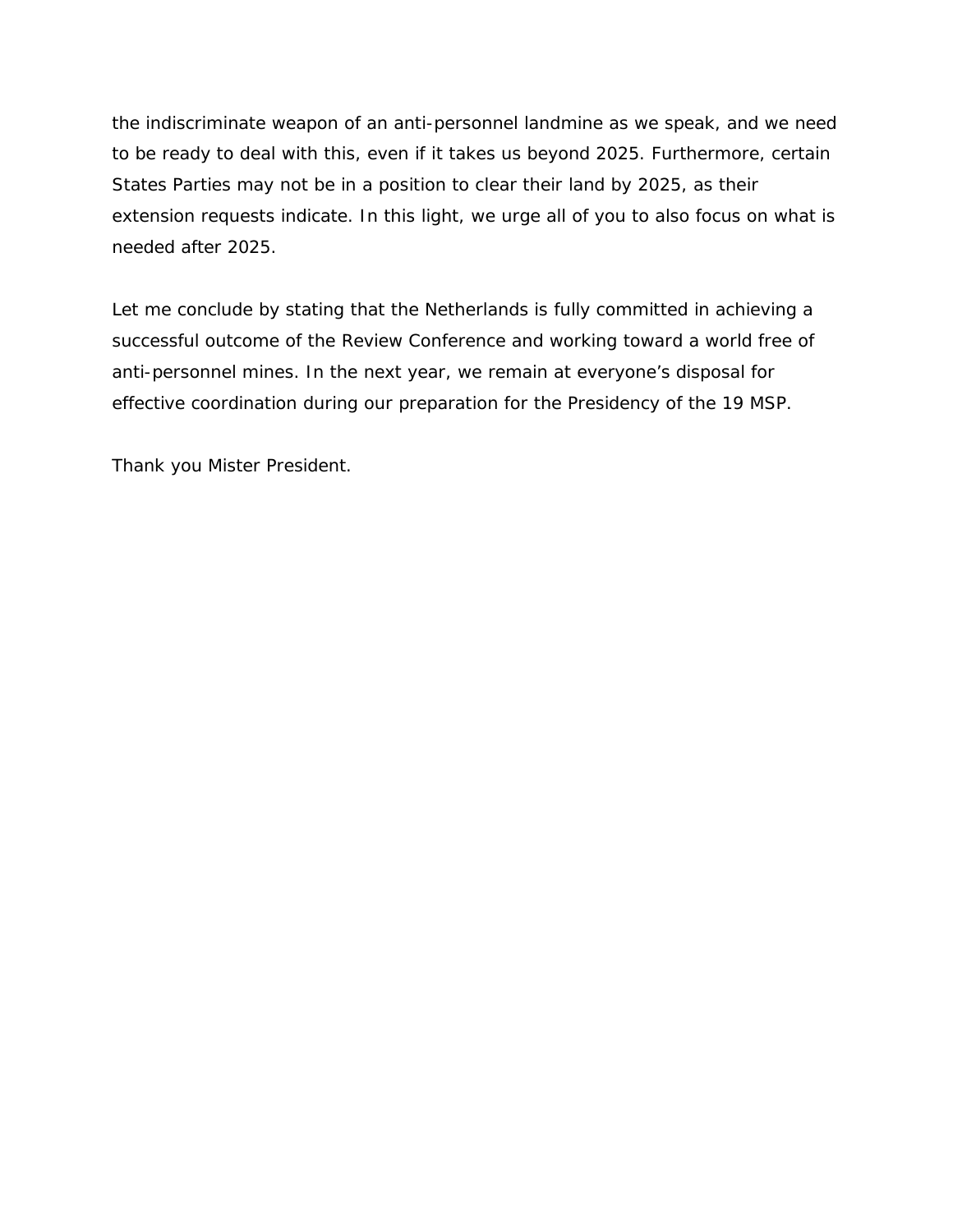the indiscriminate weapon of an anti-personnel landmine as we speak, and we need to be ready to deal with this, even if it takes us beyond 2025. Furthermore, certain States Parties may not be in a position to clear their land by 2025, as their extension requests indicate. In this light, we urge all of you to also focus on what is needed after 2025.

Let me conclude by stating that the Netherlands is fully committed in achieving a successful outcome of the Review Conference and working toward a world free of anti-personnel mines. In the next year, we remain at everyone's disposal for effective coordination during our preparation for the Presidency of the 19 MSP.

Thank you Mister President.